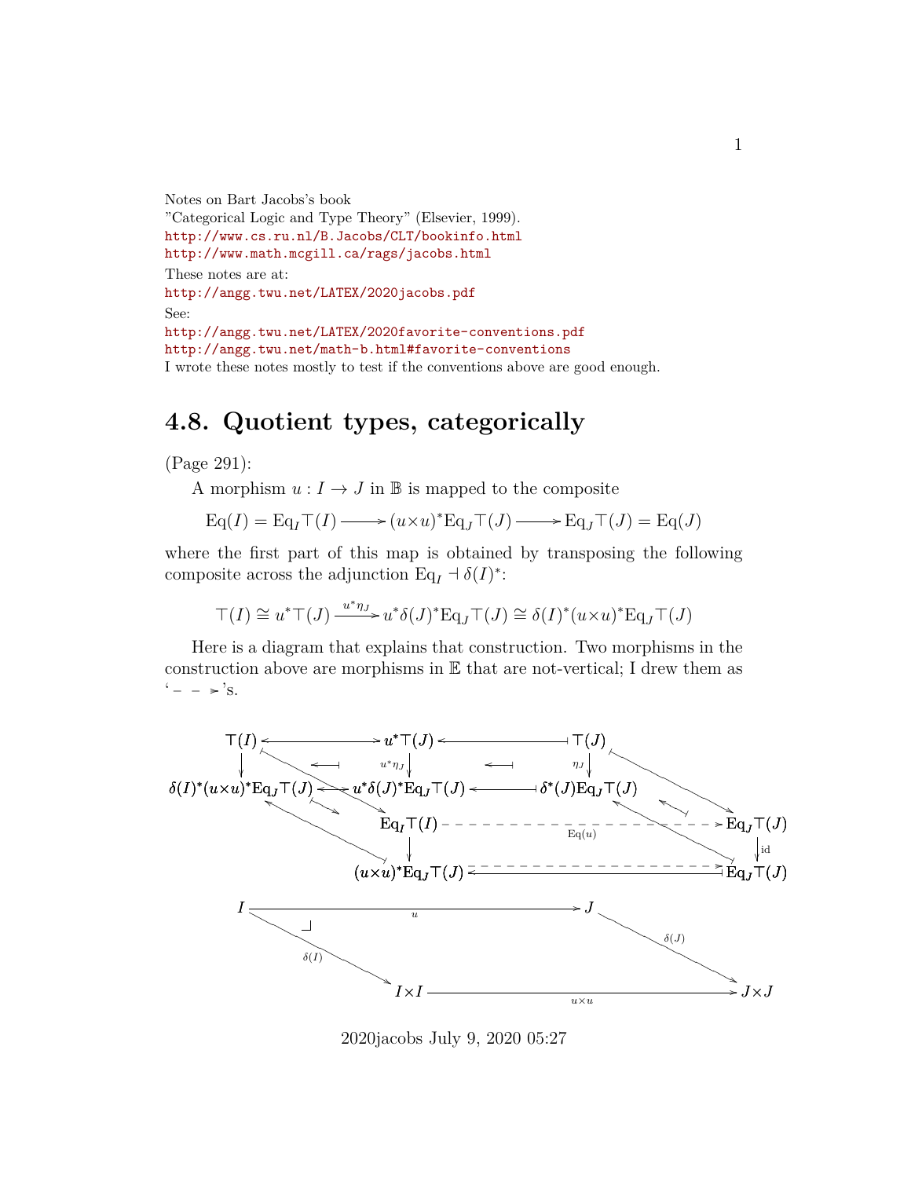Notes on Bart Jacobs's book
"Categorical Logic and Type Theory" (Elsevier, 1999).
http://www.cs.ru.nl/B.Jacobs/CLT/bookinfo.html
http://www.math.mcgill.ca/rags/jacobs.html
These notes are at:
http://angg.twu.net/LATEX/2020jacobs.pdf
See:
http://angg.twu.net/LATEX/2020favorite-conventions.pdf
http://angg.twu.net/math-b.html#favorite-conventions
I wrote these notes mostly to test if the conventions above are good enough.

## 4.8. Quotient types, categorically

(Page 291):

A morphism $u : I \to J$ in $\mathbb{B}$ is mapped to the composite

$$\mathrm{Eq}(I) = \mathrm{Eq}_I \top(I) \longrightarrow (u \times u)^* \mathrm{Eq}_J \top(J) \longrightarrow \mathrm{Eq}_J \top(J) = \mathrm{Eq}(J)$$

where the first part of this map is obtained by transposing the following composite across the adjunction $\mathrm{Eq}_I \dashv \delta(I)^*$:

$$\top(I) \cong u^* \top(J) \xrightarrow{u^* \eta_J} u^* \delta(J)^* \mathrm{Eq}_J \top(J) \cong \delta(I)^* (u \times u)^* \mathrm{Eq}_J \top(J)$$

Here is a diagram that explains that construction. Two morphisms in the construction above are morphisms in $\mathbb{E}$ that are not-vertical; I drew them as '$- - \succ$'s.

$$\begin{array}{ccccccc}
\top(I) & \leftrightarrow & u^*\top(J) & \leftarrow & \top(J) & & \\
\downarrow & & \downarrow u^*\eta_J & & \downarrow \eta_J & & \\
\delta(I)^*(u\times u)^*\mathrm{Eq}_J\top(J) & \leftrightarrow & u^*\delta(J)^*\mathrm{Eq}_J\top(J) & \leftarrow & \delta^*(J)\mathrm{Eq}_J\top(J) & & \\
& & \mathrm{Eq}_I\top(I) & \overset{\mathrm{Eq}(u)}{- - - \succ} & & & \mathrm{Eq}_J\top(J) \\
& & \downarrow & & & & \downarrow \mathrm{id} \\
& & (u\times u)^*\mathrm{Eq}_J\top(J) & \leftrightarrows & & & \mathrm{Eq}_J\top(J) \\
I & & \xrightarrow{u} & & J & & \\
& \searrow \delta(I) & & & & \searrow \delta(J) & \\
& & I\times I & & \xrightarrow{u\times u} & & J\times J
\end{array}$$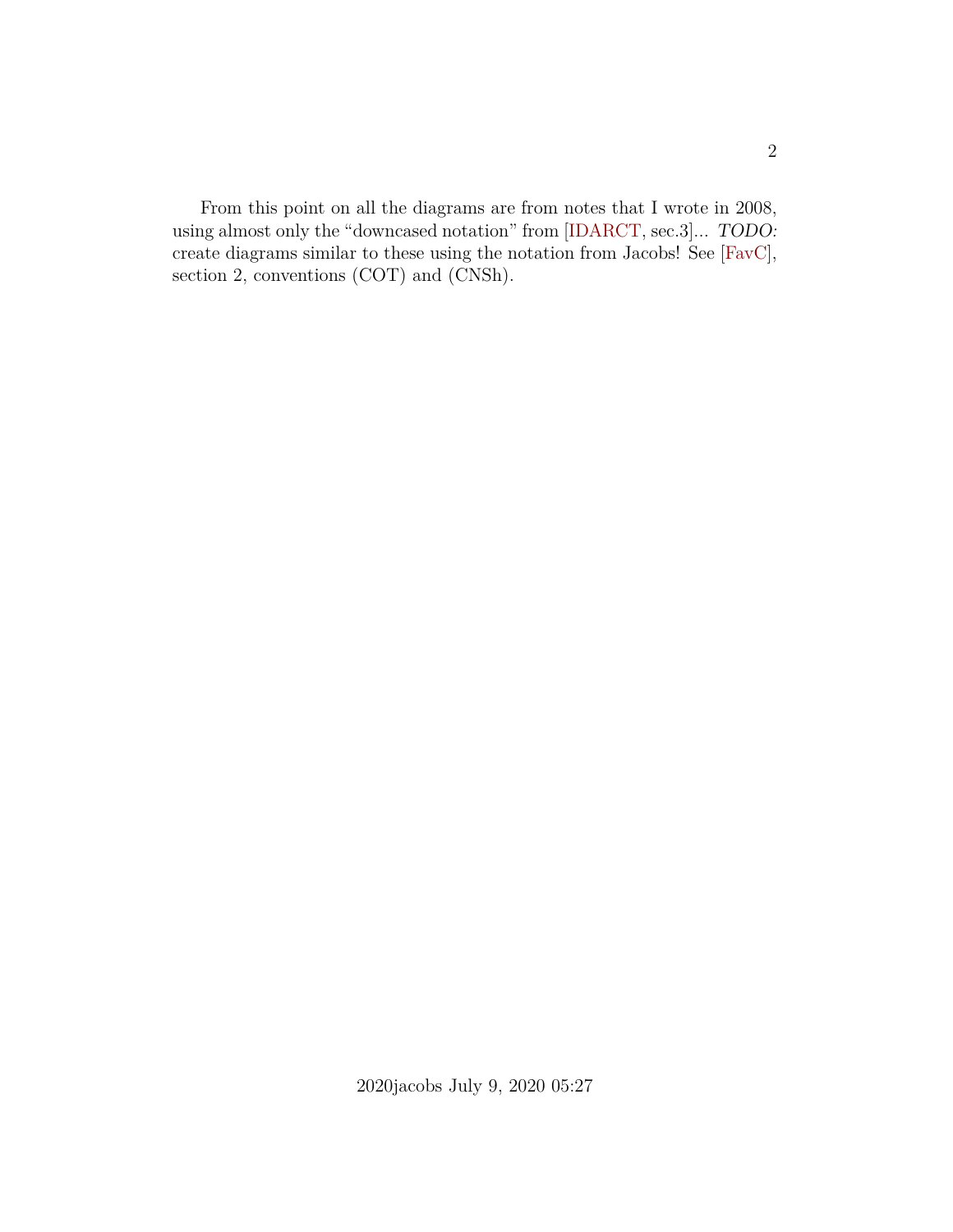From this point on all the diagrams are from notes that I wrote in 2008, using almost only the "downcased notation" from [IDARCT, sec.3]... *TODO:* create diagrams similar to these using the notation from Jacobs! See [FavC], section 2, conventions (COT) and (CNSh).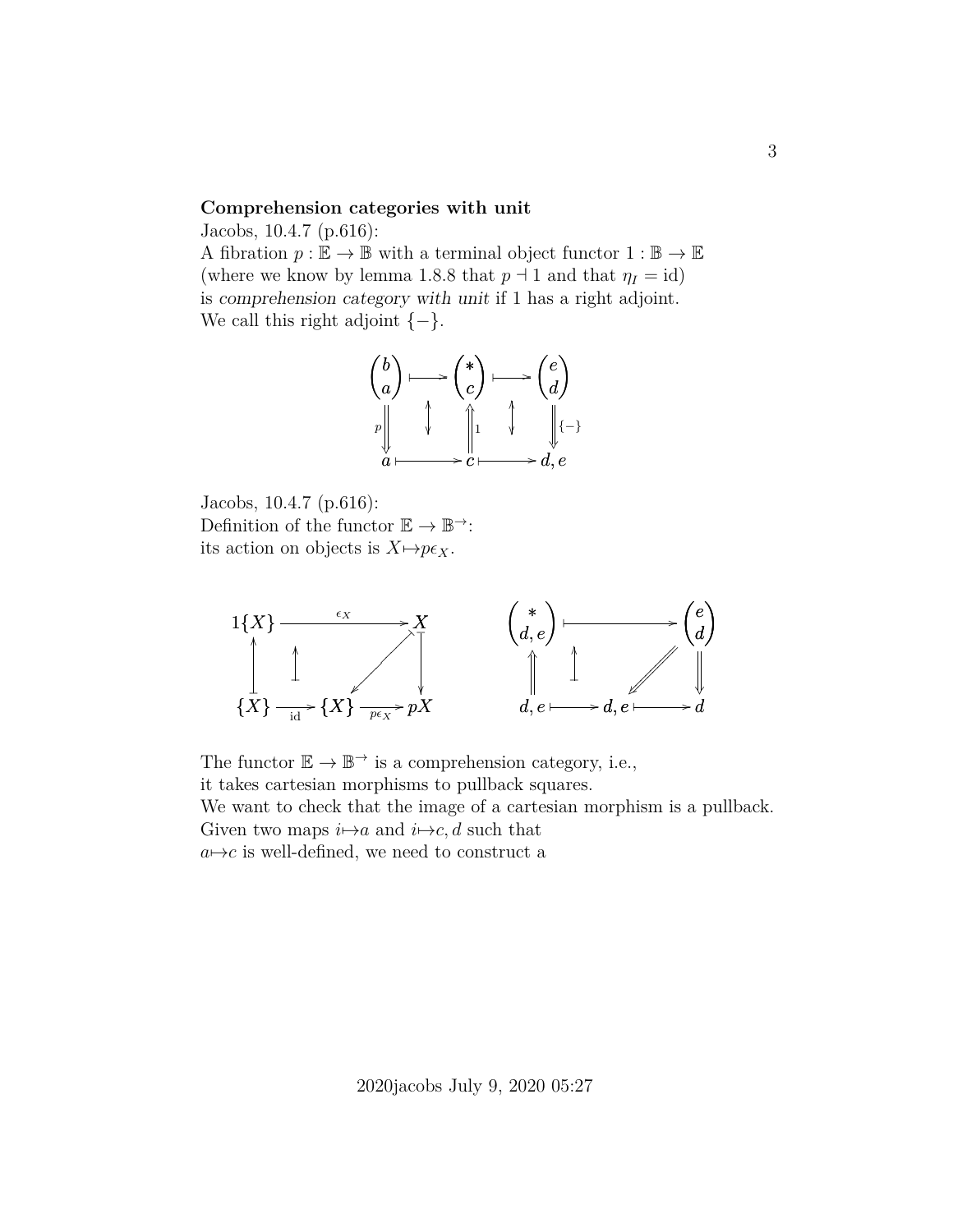**Comprehension categories with unit**

Jacobs, 10.4.7 (p.616):
A fibration $p : \mathbb{E} \to \mathbb{B}$ with a terminal object functor $1 : \mathbb{B} \to \mathbb{E}$ (where we know by lemma 1.8.8 that $p \dashv 1$ and that $\eta_I = \text{id}$) is *comprehension category with unit* if 1 has a right adjoint. We call this right adjoint $\{-\}$.

$$
\begin{array}{ccccc}
\begin{pmatrix} b \\ a \end{pmatrix} & \longmapsto & \begin{pmatrix} * \\ c \end{pmatrix} & \longmapsto & \begin{pmatrix} e \\ d \end{pmatrix} \\
{\scriptstyle p}\Downarrow & \updownarrow & \Uparrow{\scriptstyle 1} & \updownarrow & \Downarrow{\scriptstyle \{-\}} \\
a & \longmapsto & c & \longmapsto & d, e
\end{array}
$$

Jacobs, 10.4.7 (p.616):
Definition of the functor $\mathbb{E} \to \mathbb{B}^{\to}$:
its action on objects is $X \mapsto p\epsilon_X$.

$$
\begin{array}{ccccc}
1\{X\} & & \xrightarrow{\epsilon_X} & & X \\
\uparrow & & \uparrow & \swarrow & \downarrow \\
\{X\} & \xrightarrow{\text{id}} & \{X\} & \xrightarrow{p\epsilon_X} & pX
\end{array}
\qquad
\begin{array}{ccccc}
\begin{pmatrix} * \\ d, e \end{pmatrix} & & \longmapsto & & \begin{pmatrix} e \\ d \end{pmatrix} \\
\Uparrow & & \uparrow & \swarrow & \Downarrow \\
d, e & \longmapsto & d, e & \longmapsto & d
\end{array}
$$

The functor $\mathbb{E} \to \mathbb{B}^{\to}$ is a comprehension category, i.e., it takes cartesian morphisms to pullback squares.
We want to check that the image of a cartesian morphism is a pullback.
Given two maps $i \mapsto a$ and $i \mapsto c, d$ such that $a \mapsto c$ is well-defined, we need to construct a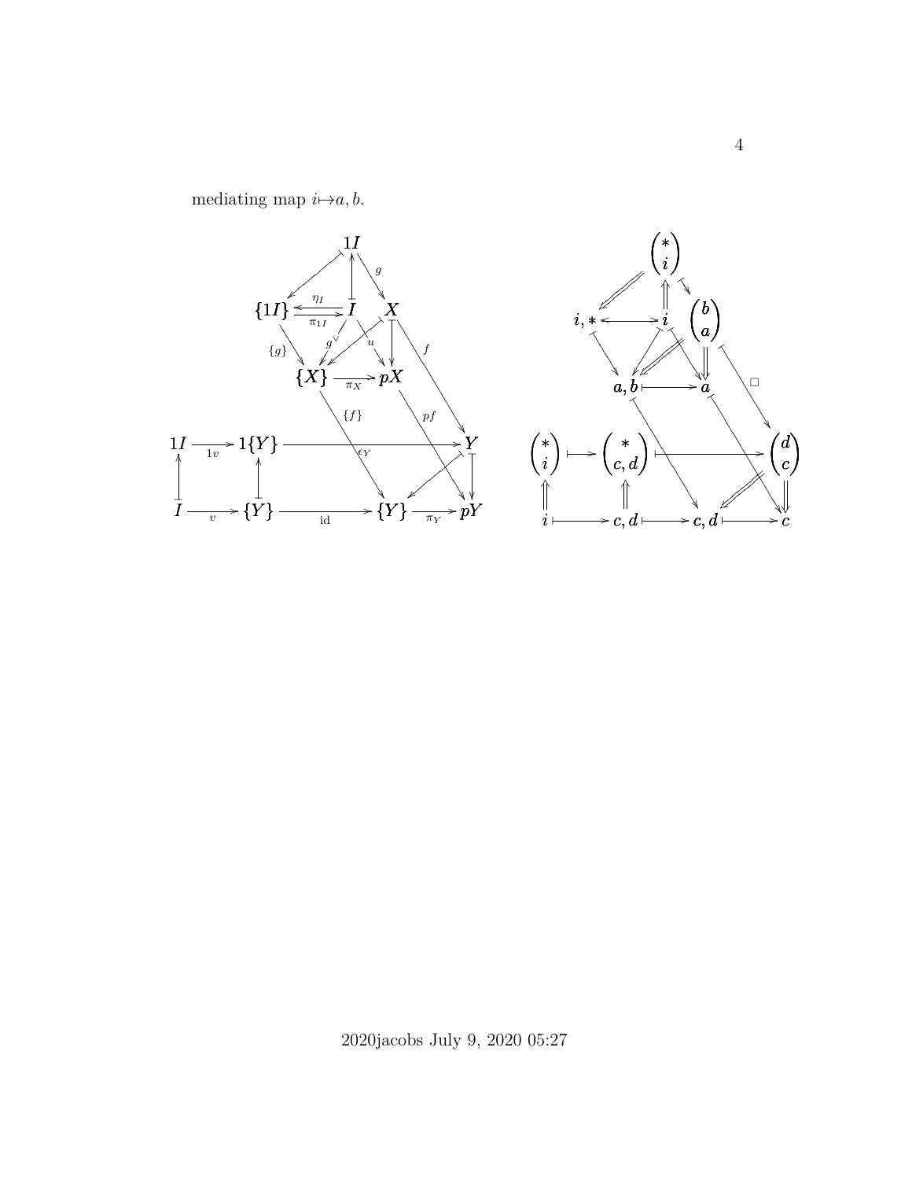mediating map $i \mapsto a, b$.

$$
\begin{array}{ccc}
 & 1I & \\
\{1I\} \underset{\pi_{1I}}{\overset{\eta_I}{\leftrightarrows}} I & & X \\
\{X\} \xrightarrow{\pi_X} pX & & \\
1I \xrightarrow{1v} 1\{Y\} \xrightarrow{\epsilon_Y} Y & & \\
I \xrightarrow{v} \{Y\} \xrightarrow{\mathrm{id}} \{Y\} \xrightarrow{\pi_Y} pY & &
\end{array}
$$

(arrows: $g$, $g^\vee$, $u$, $f$, $\{g\}$, $\{f\}$, $pf$)

$$
\begin{array}{ccc}
 & \binom{*}{i} & \\
i, * \leftrightarrow i & \binom{b}{a} & \\
a, b \mapsto a & & \square \\
\binom{*}{i} \mapsto \binom{*}{c, d} \mapsto \binom{d}{c} & & \\
i \mapsto c, d \mapsto c, d \mapsto c & &
\end{array}
$$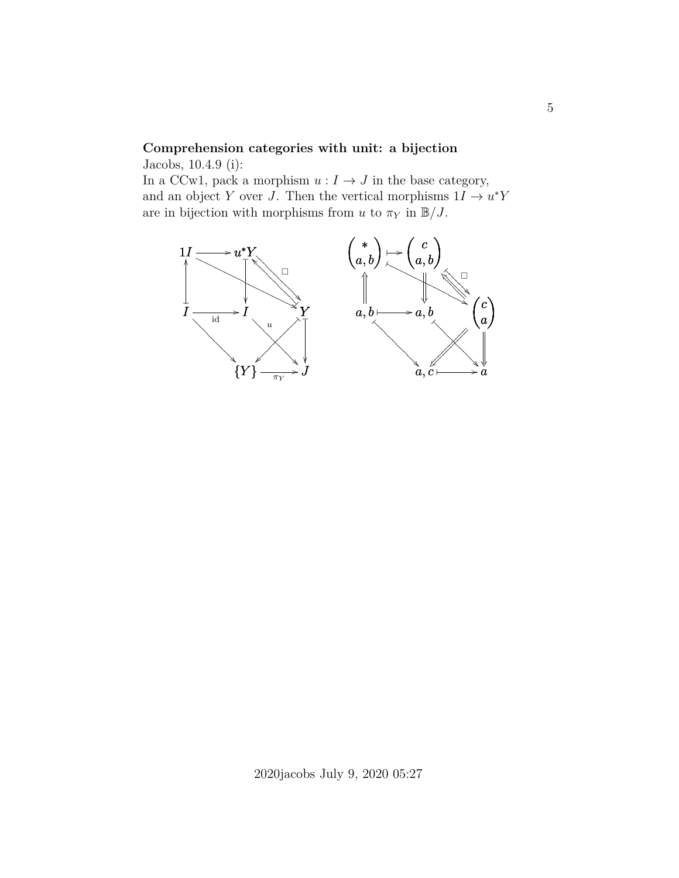**Comprehension categories with unit: a bijection**

Jacobs, 10.4.9 (i):

In a CCw1, pack a morphism $u : I \to J$ in the base category, and an object $Y$ over $J$. Then the vertical morphisms $1I \to u^*Y$ are in bijection with morphisms from $u$ to $\pi_Y$ in $\mathbb{B}/J$.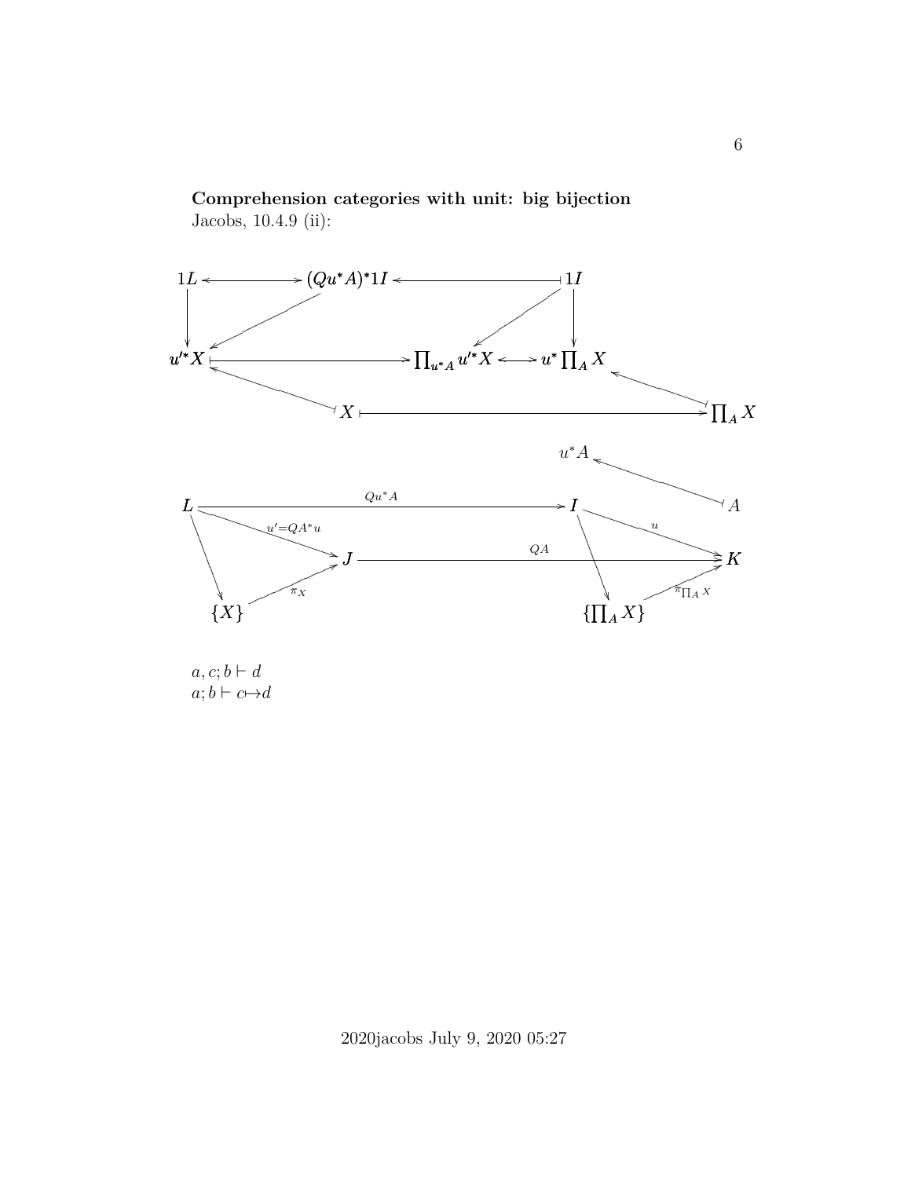**Comprehension categories with unit: big bijection**
Jacobs, 10.4.9 (ii):

$$
\begin{array}{ccccc}
1L & \longleftrightarrow & (Qu^*A)^*1I & \longleftarrow & 1I \\
\downarrow & \swarrow & & \swarrow & \downarrow \\
u'^*X & \longmapsto & \prod_{u^*A} u'^*X & \longleftrightarrow & u^*\prod_A X \\
 & \nwarrow & & & \nwarrow \\
 & & X & \longmapsto & \prod_A X
\end{array}
$$

$$
\begin{array}{ccccc}
 & & & & u^*A \;\longleftarrow\; A \\
L & \xrightarrow{Qu^*A} & & I & \\
 & \searrow^{u'=QA^*u} & & & \searrow^{u} \\
 & & J & \xrightarrow{QA} & K \\
\swarrow & \nearrow_{\pi_X} & & \searrow & \nearrow_{\pi_{\prod_A X}} \\
\{X\} & & & \{\prod_A X\} &
\end{array}
$$

$a, c; b \vdash d$
$a; b \vdash c \mapsto d$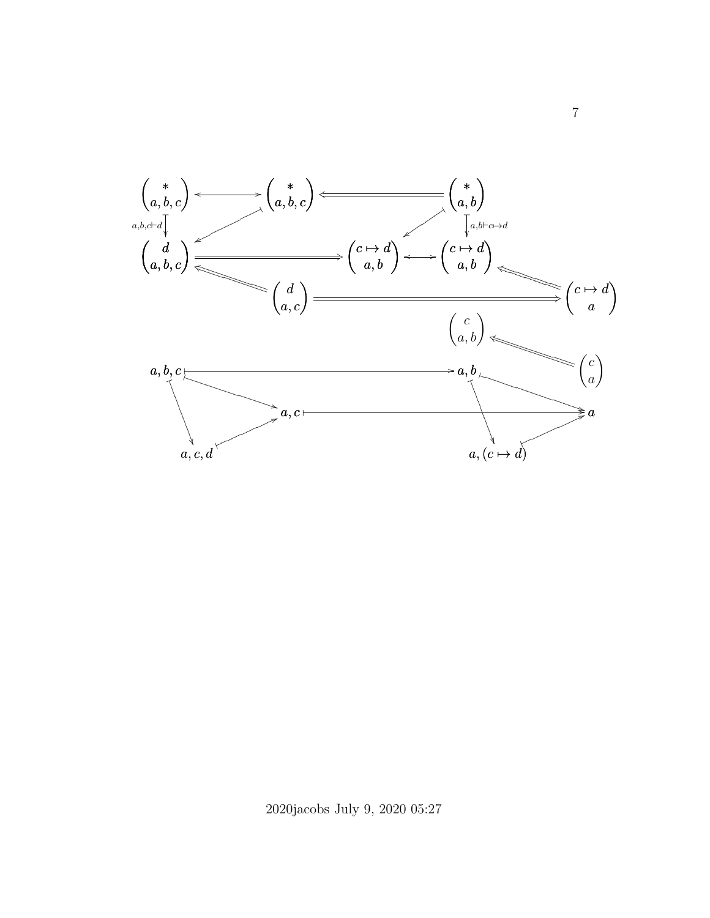$$
\begin{array}{ccccccc}
\begin{pmatrix} * \\ a,b,c \end{pmatrix} & \longleftrightarrow & \begin{pmatrix} * \\ a,b,c \end{pmatrix} & \Longleftarrow & \begin{pmatrix} * \\ a,b \end{pmatrix} & & \\
{\scriptstyle a,b,c\vdash d}\big\downarrow & \swarrow & & & \swarrow \quad \big\downarrow{\scriptstyle a,b\vdash c\mapsto d} & & \\
\begin{pmatrix} d \\ a,b,c \end{pmatrix} & \Longrightarrow & \begin{pmatrix} c\mapsto d \\ a,b \end{pmatrix} & \longleftrightarrow & \begin{pmatrix} c\mapsto d \\ a,b \end{pmatrix} & & \\
& \nwarrow\!\!\!\nwarrow & & & & \nwarrow\!\!\!\nwarrow & \\
& & \begin{pmatrix} d \\ a,c \end{pmatrix} & \Longrightarrow & & & \begin{pmatrix} c\mapsto d \\ a \end{pmatrix} \\
& & & & \begin{pmatrix} c \\ a,b \end{pmatrix} & \Longleftarrow & \begin{pmatrix} c \\ a \end{pmatrix}
\end{array}
$$

$$
\begin{array}{ccccccc}
a,b,c & \longmapsto & & & a,b & & \\
& \searrow & & & & \searrow & \\
\downarrow & & a,c & \longmapsto & \downarrow & & a \\
& \nearrow & & & & \nearrow & \\
a,c,d & & & & a,(c\mapsto d) & &
\end{array}
$$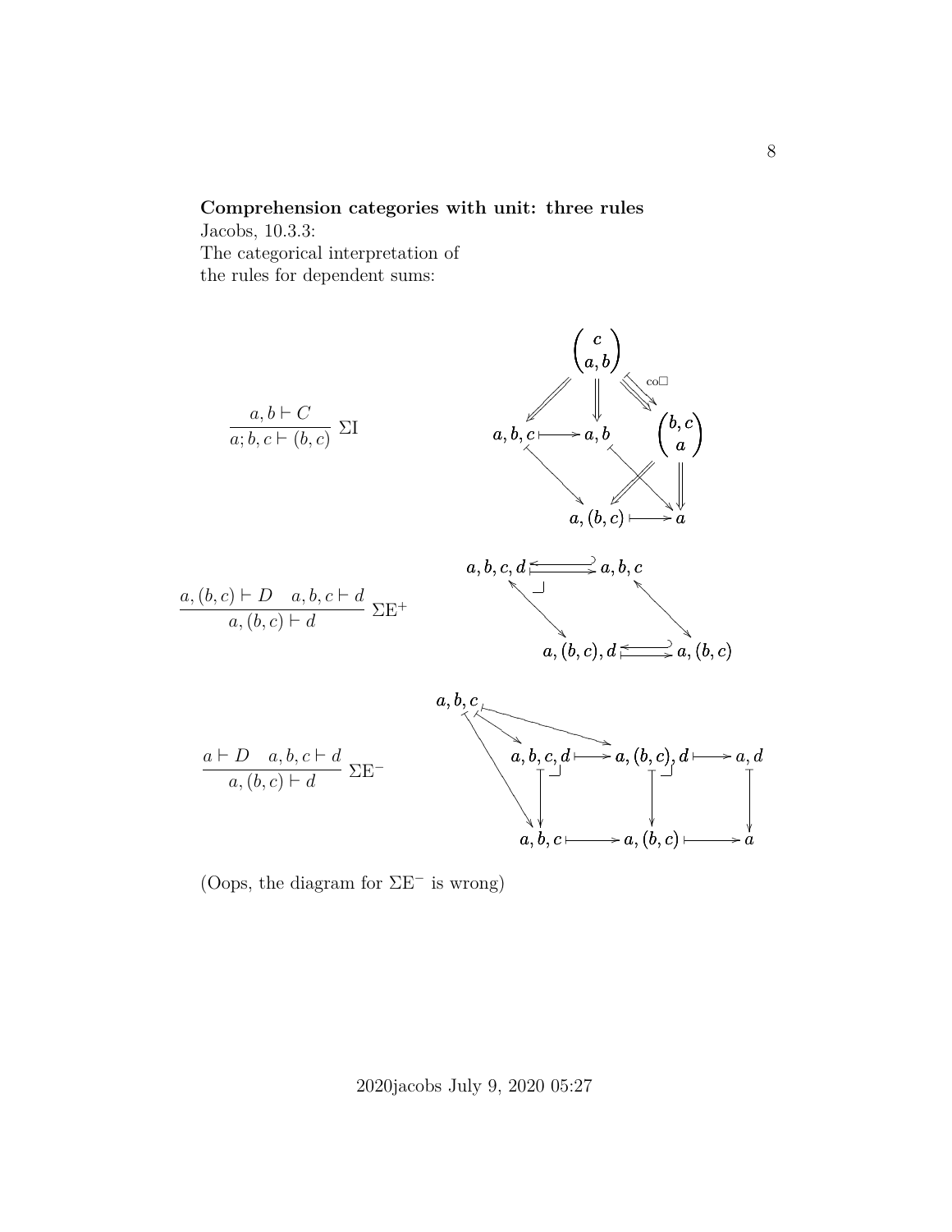**Comprehension categories with unit: three rules**

Jacobs, 10.3.3:
The categorical interpretation of
the rules for dependent sums:

$$\frac{a, b \vdash C}{a; b, c \vdash (b, c)}\ \Sigma\mathrm{I}$$

$$\frac{a, (b, c) \vdash D \quad a, b, c \vdash d}{a, (b, c) \vdash d}\ \Sigma\mathrm{E}^{+}$$

$$\frac{a \vdash D \quad a, b, c \vdash d}{a, (b, c) \vdash d}\ \Sigma\mathrm{E}^{-}$$

(Oops, the diagram for $\Sigma\mathrm{E}^{-}$ is wrong)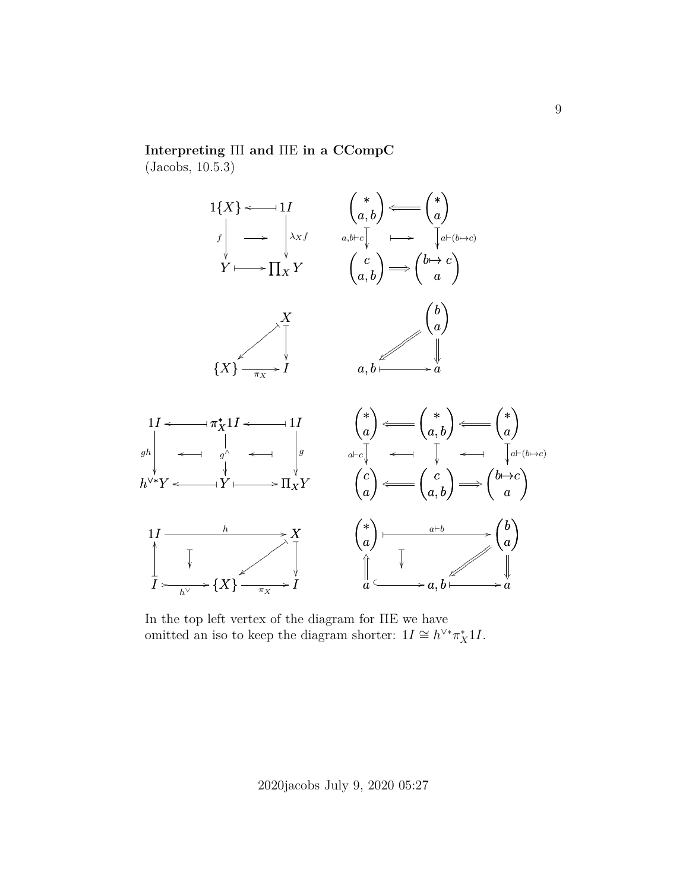**Interpreting ΠI and ΠE in a CCompC**
(Jacobs, 10.5.3)

$$
\begin{array}{ccc}
1\{X\} & \longleftarrow\!\!\!\!\dashv & 1I \\
\downarrow f & \longmapsto & \downarrow \lambda_X f \\
Y & \longmapsto & \prod_X Y
\end{array}
\qquad
\begin{array}{ccc}
\binom{*}{a,b} & \Longleftarrow & \binom{*}{a} \\
\downarrow a,b\vdash c & \longmapsto & \downarrow a\vdash(b\mapsto c) \\
\binom{c}{a,b} & \Longrightarrow & \binom{b\mapsto c}{a}
\end{array}
$$

$$
\begin{array}{ccc}
 & & X \\
 & \swarrow & \downarrow \\
\{X\} & \xrightarrow{\pi_X} & I
\end{array}
\qquad
\begin{array}{ccc}
 & & \binom{b}{a} \\
 & \swarrow & \Downarrow \\
a,b & \longmapsto & a
\end{array}
$$

$$
\begin{array}{ccccc}
1I & \longleftarrow & \pi_X^* 1I & \longleftarrow & 1I \\
\downarrow gh & \longleftarrow & \downarrow g^\wedge & \longleftarrow & \downarrow g \\
h^{\vee *}Y & \longleftarrow & Y & \longmapsto & \Pi_X Y
\end{array}
\qquad
\begin{array}{ccccc}
\binom{*}{a} & \Longleftarrow & \binom{*}{a,b} & \Longleftarrow & \binom{*}{a} \\
\downarrow a\vdash c & \longleftarrow & \downarrow & \longleftarrow & \downarrow a\vdash(b\mapsto c) \\
\binom{c}{a} & \Longleftarrow & \binom{c}{a,b} & \Longrightarrow & \binom{b\mapsto c}{a}
\end{array}
$$

$$
\begin{array}{ccccc}
1I & & \xrightarrow{h} & & X \\
\uparrow & \downarrow & & \swarrow & \downarrow \\
I & \xrightarrow{h^\vee} & \{X\} & \xrightarrow{\pi_X} & I
\end{array}
\qquad
\begin{array}{ccccc}
\binom{*}{a} & & \xrightarrow{a\vdash b} & & \binom{b}{a} \\
\Uparrow & \downarrow & & \swarrow & \Downarrow \\
a & \hookrightarrow & a,b & \longmapsto & a
\end{array}
$$

In the top left vertex of the diagram for ΠE we have omitted an iso to keep the diagram shorter: $1I \cong h^{\vee *}\pi_X^* 1I$.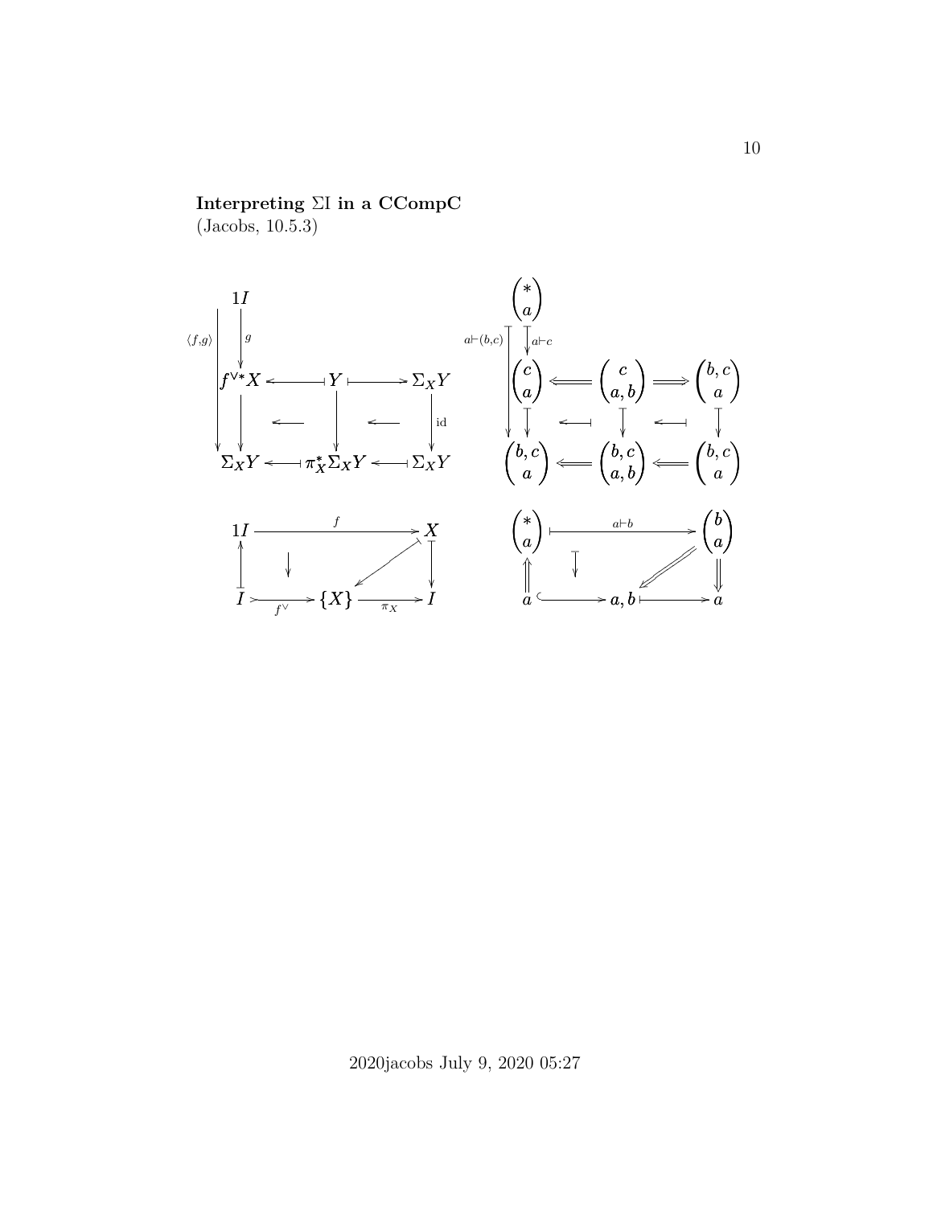**Interpreting ΣI in a CCompC**
(Jacobs, 10.5.3)

$$
\begin{array}{ccccc}
 & 1I & & & \\
 & \downarrow g & & & \\
 & f^{\vee *}X & \leftarrow & Y & \mapsto & \Sigma_X Y \\
\langle f,g\rangle & \downarrow & \leftarrow & \downarrow & \leftarrow & \downarrow \text{id} \\
 & \Sigma_X Y & \leftarrow & \pi_X^* \Sigma_X Y & \leftarrow & \Sigma_X Y
\end{array}
$$

$$
\begin{array}{ccccc}
\binom{*}{a} & & & & \\
\downarrow a\vdash c & & & & \\
\binom{c}{a} & \Longleftarrow & \binom{c}{a,b} & \Longrightarrow & \binom{b,c}{a} \\
a\vdash(b,c) \quad \downarrow & \leftarrow & \downarrow & \leftarrow & \downarrow \\
\binom{b,c}{a} & \Longleftarrow & \binom{b,c}{a,b} & \Longleftarrow & \binom{b,c}{a}
\end{array}
$$

$$
\begin{array}{ccccc}
1I & & \xrightarrow{f} & & X \\
\uparrow & \downarrow & & \swarrow & \downarrow \\
I & \xrightarrow{f^{\vee}} & \{X\} & \xrightarrow{\pi_X} & I
\end{array}
$$

$$
\begin{array}{ccccc}
\binom{*}{a} & & \xrightarrow{a\vdash b} & & \binom{b}{a} \\
\Uparrow & \downarrow & & \swarrow & \Downarrow \\
a & \hookrightarrow & a,b & \mapsto & a
\end{array}
$$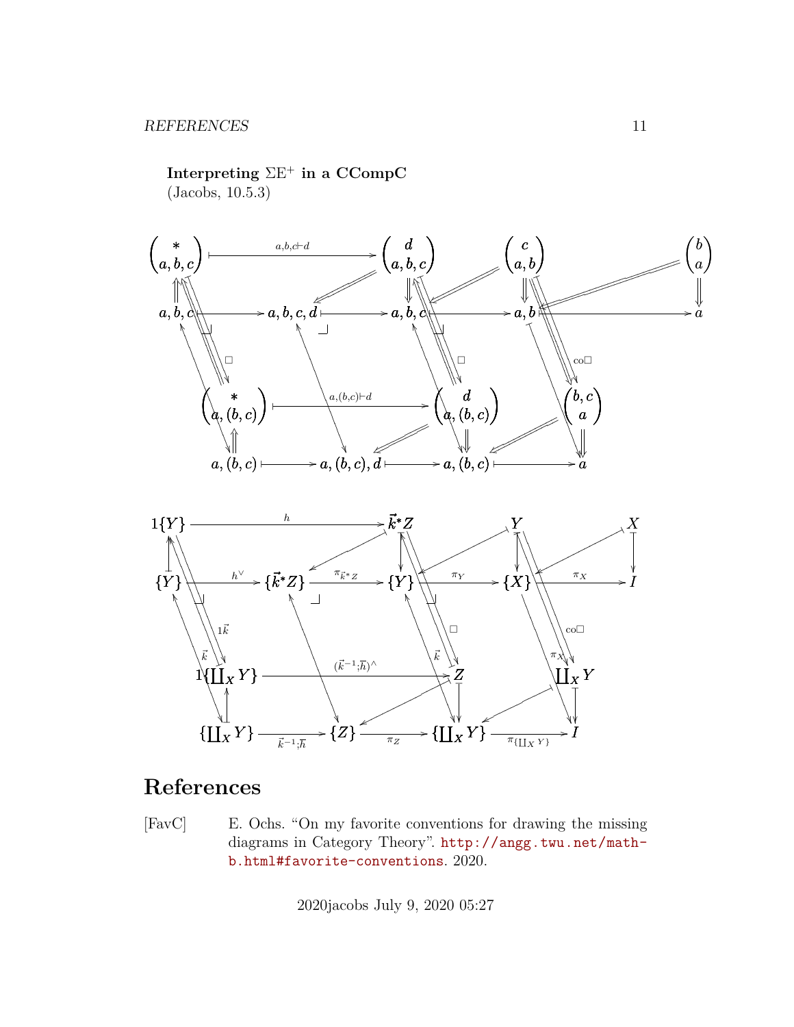**Interpreting $\Sigma\mathrm{E}^+$ in a CCompC**
(Jacobs, 10.5.3)

$$
\begin{array}{ccccccccc}
\begin{pmatrix} * \\ a,b,c \end{pmatrix} & \xrightarrow{a,b,c\vdash d} & & & \begin{pmatrix} d \\ a,b,c \end{pmatrix} & & \begin{pmatrix} c \\ a,b \end{pmatrix} & & \begin{pmatrix} b \\ a \end{pmatrix} \\
a,b,c & \longmapsto & a,b,c,d & \longmapsto & a,b,c & \longmapsto & a,b & \longmapsto & a \\
& \begin{pmatrix} * \\ a,(b,c) \end{pmatrix} & & \xrightarrow{a,(b,c)\vdash d} & & \begin{pmatrix} d \\ a,(b,c) \end{pmatrix} & & \begin{pmatrix} b,c \\ a \end{pmatrix} & \\
& a,(b,c) & \longmapsto & a,(b,c),d & \longmapsto & a,(b,c) & \longmapsto & a &
\end{array}
$$

(Labels: $\square$, $\square$, $\mathrm{co}\square$)

$$
\begin{array}{ccccccccc}
1\{Y\} & \xrightarrow{h} & & & \vec{k}^*Z & & Y & & X \\
\{Y\} & \xrightarrow{h^\vee} & \{\vec{k}^*Z\} & \xrightarrow{\pi_{\vec{k}^*Z}} & \{Y\} & \xrightarrow{\pi_Y} & \{X\} & \xrightarrow{\pi_X} & I \\
& 1\{\coprod_X Y\} & & \xrightarrow{(\vec{k}^{-1};\overline{h})^\wedge} & & Z & & \coprod_X Y & \\
& \{\coprod_X Y\} & \xrightarrow{\vec{k}^{-1};\overline{h}} & \{Z\} & \xrightarrow{\pi_Z} & \{\coprod_X Y\} & \xrightarrow{\pi_{\{\coprod_X Y\}}} & I &
\end{array}
$$

(Labels: $1\vec{k}$, $\vec{k}$, $\vec{k}$, $\square$, $\pi_X$, $\mathrm{co}\square$)

# References

[FavC] E. Ochs. "On my favorite conventions for drawing the missing diagrams in Category Theory". http://angg.twu.net/math-b.html#favorite-conventions. 2020.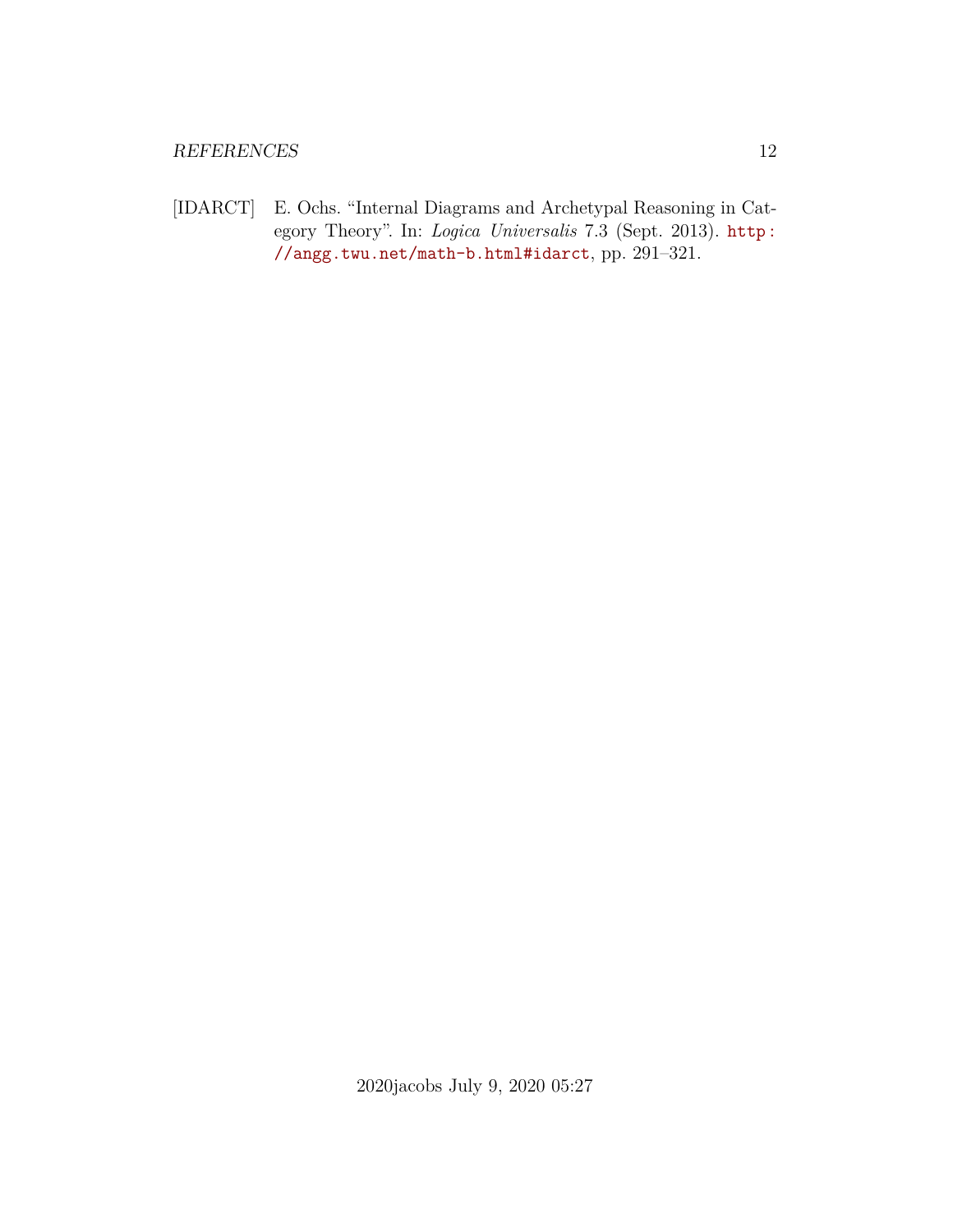[IDARCT] E. Ochs. "Internal Diagrams and Archetypal Reasoning in Category Theory". In: *Logica Universalis* 7.3 (Sept. 2013). http://angg.twu.net/math-b.html#idarct, pp. 291–321.